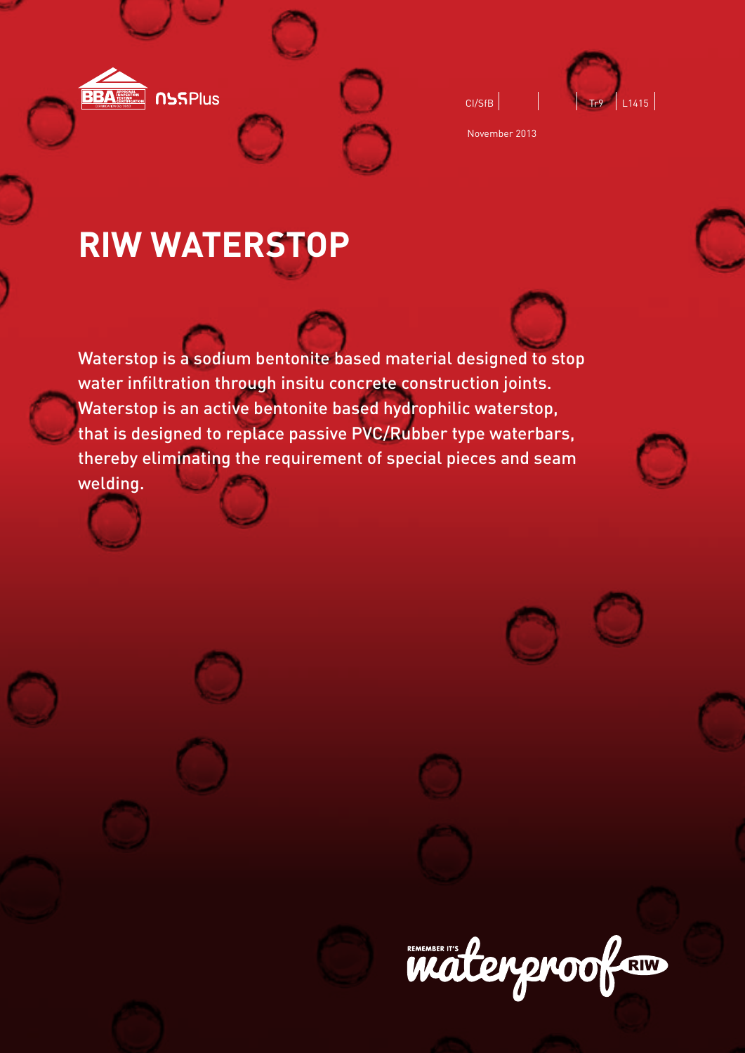BBA NSSPlus

CI/SfB | | Tr9 | L1415

November 2013

# RIW WATERSTOP

Waterstop is a sodium bentonite based material designed to stop water infiltration through insitu concrete construction joints. Waterstop is an active bentonite based hydrophilic waterstop, that is designed to replace passive PVC/Rubber type waterbars, thereby eliminating the requirement of special pieces and seam welding.

REMEMBER IT'S waterproof RIW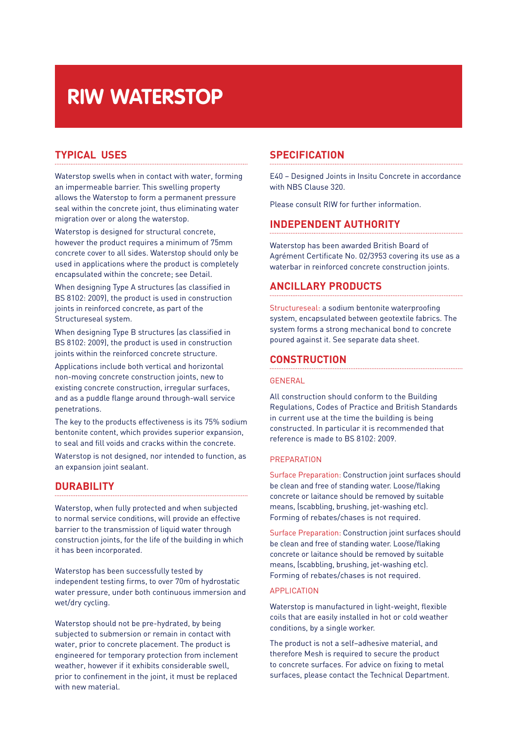# RIW WATERSTOP

## TYPICAL USES

Waterstop swells when in contact with water, forming an impermeable barrier. This swelling property allows the Waterstop to form a permanent pressure seal within the concrete joint, thus eliminating water migration over or along the waterstop.

Waterstop is designed for structural concrete, however the product requires a minimum of 75mm concrete cover to all sides. Waterstop should only be used in applications where the product is completely encapsulated within the concrete; see Detail.

When designing Type A structures (as classified in BS 8102: 2009), the product is used in construction joints in reinforced concrete, as part of the Structureseal system.

When designing Type B structures (as classified in BS 8102: 2009), the product is used in construction joints within the reinforced concrete structure.

Applications include both vertical and horizontal non-moving concrete construction joints, new to existing concrete construction, irregular surfaces, and as a puddle flange around through-wall service penetrations.

The key to the products effectiveness is its 75% sodium bentonite content, which provides superior expansion, to seal and fill voids and cracks within the concrete.

Waterstop is not designed, nor intended to function, as an expansion joint sealant.

## DURABILITY

Waterstop, when fully protected and when subjected to normal service conditions, will provide an effective barrier to the transmission of liquid water through construction joints, for the life of the building in which it has been incorporated.

Waterstop has been successfully tested by independent testing firms, to over 70m of hydrostatic water pressure, under both continuous immersion and wet/dry cycling.

Waterstop should not be pre-hydrated, by being subjected to submersion or remain in contact with water, prior to concrete placement. The product is engineered for temporary protection from inclement weather, however if it exhibits considerable swell, prior to confinement in the joint, it must be replaced with new material.

## SPECIFICATION

E40 – Designed Joints in Insitu Concrete in accordance with NBS Clause 320.

Please consult RIW for further information.

## INDEPENDENT AUTHORITY

Waterstop has been awarded British Board of Agrément Certificate No. 02/3953 covering its use as a waterbar in reinforced concrete construction joints.

## ANCILLARY PRODUCTS

Structureseal: a sodium bentonite waterproofing system, encapsulated between geotextile fabrics. The system forms a strong mechanical bond to concrete poured against it. See separate data sheet.

## CONSTRUCTION

### GENERAL

All construction should conform to the Building Regulations, Codes of Practice and British Standards in current use at the time the building is being constructed. In particular it is recommended that reference is made to BS 8102: 2009.

### PREPARATION

Surface Preparation: Construction joint surfaces should be clean and free of standing water. Loose/flaking concrete or laitance should be removed by suitable means, (scabbling, brushing, jet-washing etc). Forming of rebates/chases is not required.

Surface Preparation: Construction joint surfaces should be clean and free of standing water. Loose/flaking concrete or laitance should be removed by suitable means, (scabbling, brushing, jet-washing etc). Forming of rebates/chases is not required.

### APPLICATION

Waterstop is manufactured in light-weight, flexible coils that are easily installed in hot or cold weather conditions, by a single worker.

The product is not a self–adhesive material, and therefore Mesh is required to secure the product to concrete surfaces. For advice on fixing to metal surfaces, please contact the Technical Department.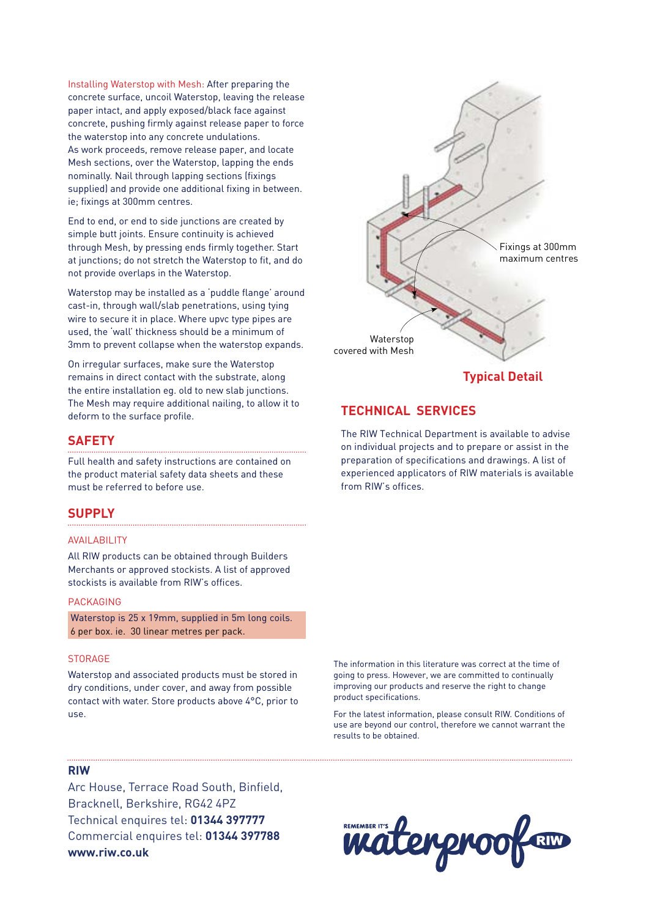Installing Waterstop with Mesh: After preparing the concrete surface, uncoil Waterstop, leaving the release paper intact, and apply exposed/black face against concrete, pushing firmly against release paper to force the waterstop into any concrete undulations. As work proceeds, remove release paper, and locate Mesh sections, over the Waterstop, lapping the ends nominally. Nail through lapping sections (fixings supplied) and provide one additional fixing in between. ie; fixings at 300mm centres.

End to end, or end to side junctions are created by simple butt joints. Ensure continuity is achieved through Mesh, by pressing ends firmly together. Start at junctions; do not stretch the Waterstop to fit, and do not provide overlaps in the Waterstop.

Waterstop may be installed as a 'puddle flange' around cast-in, through wall/slab penetrations, using tying wire to secure it in place. Where upvc type pipes are used, the 'wall' thickness should be a minimum of 3mm to prevent collapse when the waterstop expands.

On irregular surfaces, make sure the Waterstop remains in direct contact with the substrate, along the entire installation eg. old to new slab junctions. The Mesh may require additional nailing, to allow it to deform to the surface profile.

## SAFETY

Full health and safety instructions are contained on the product material safety data sheets and these must be referred to before use.

## SUPPLY

### AVAILABILITY

All RIW products can be obtained through Builders Merchants or approved stockists. A list of approved stockists is available from RIW's offices.

### PACKAGING

Waterstop is 25 x 19mm, supplied in 5m long coils. 6 per box. ie. 30 linear metres per pack.

### STORAGE

Waterstop and associated products must be stored in dry conditions, under cover, and away from possible contact with water. Store products above 4°C, prior to use.

Fixings at 300mm maximum centres

Waterstop covered with Mesh

**Typical Detail**

## TECHNICAL SERVICES

The RIW Technical Department is available to advise on individual projects and to prepare or assist in the preparation of specifications and drawings. A list of experienced applicators of RIW materials is available from RIW's offices.

The information in this literature was correct at the time of going to press. However, we are committed to continually improving our products and reserve the right to change product specifications.

For the latest information, please consult RIW. Conditions of use are beyond our control, therefore we cannot warrant the results to be obtained.

**RIW**
Arc House, Terrace Road South, Binfield, Bracknell, Berkshire, RG42 4PZ
Technical enquires tel: **01344 397777**
Commercial enquires tel: **01344 397788**
**www.riw.co.uk**

REMEMBER IT'S waterproof RIW